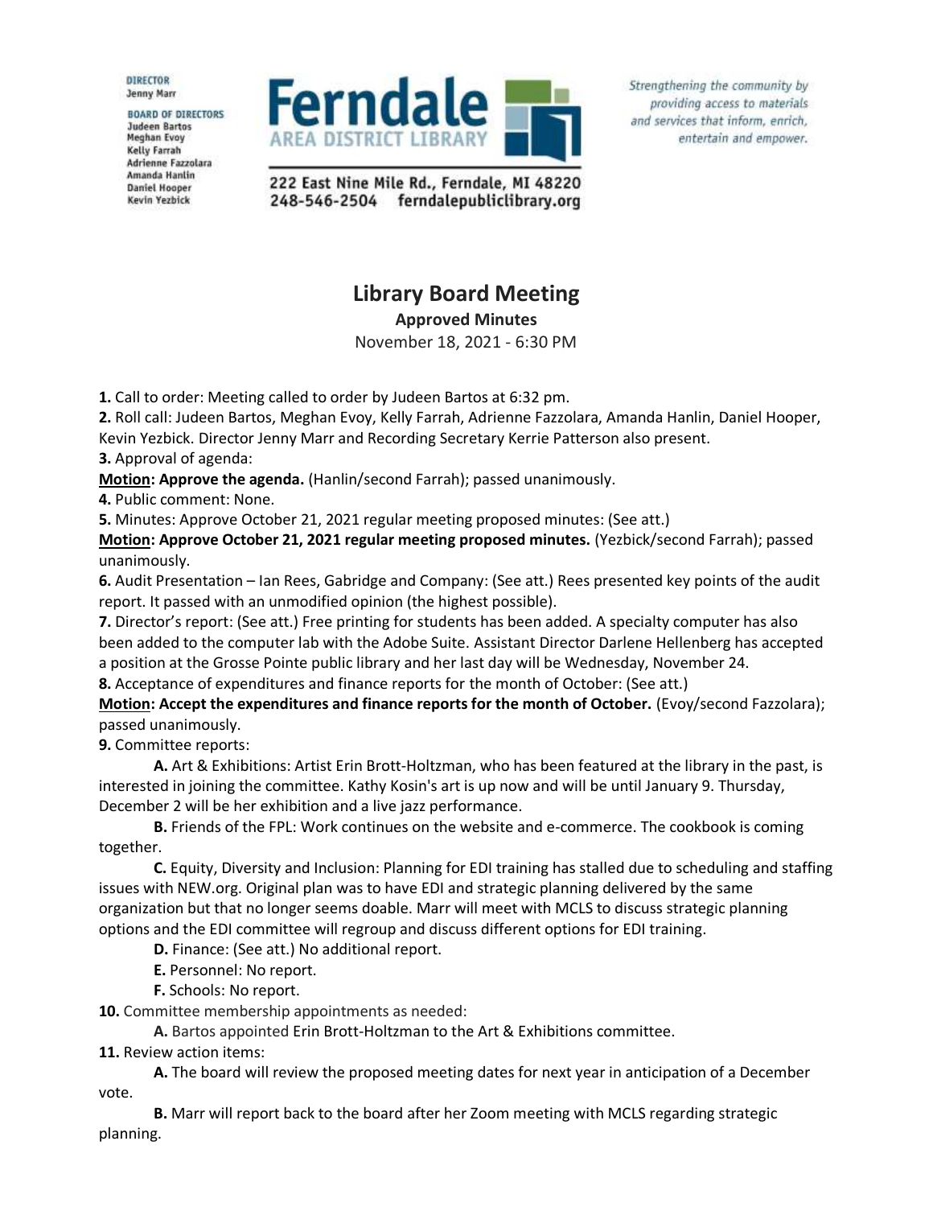DIRECTOR
Jenny Marr

BOARD OF DIRECTORS
Judeen Bartos
Meghan Evoy
Kelly Farrah
Adrienne Fazzolara
Amanda Hanlin
Daniel Hooper
Kevin Yezbick

**Ferndale**
AREA DISTRICT LIBRARY

222 East Nine Mile Rd., Ferndale, MI 48220
248-546-2504 ferndalepubliclibrary.org

*Strengthening the community by providing access to materials and services that inform, enrich, entertain and empower.*

# Library Board Meeting

**Approved Minutes**

November 18, 2021 - 6:30 PM

**1.** Call to order: Meeting called to order by Judeen Bartos at 6:32 pm.
**2.** Roll call: Judeen Bartos, Meghan Evoy, Kelly Farrah, Adrienne Fazzolara, Amanda Hanlin, Daniel Hooper, Kevin Yezbick. Director Jenny Marr and Recording Secretary Kerrie Patterson also present.
**3.** Approval of agenda:
**<u>Motion</u>: Approve the agenda.** (Hanlin/second Farrah); passed unanimously.
**4.** Public comment: None.
**5.** Minutes: Approve October 21, 2021 regular meeting proposed minutes: (See att.)
**<u>Motion</u>: Approve October 21, 2021 regular meeting proposed minutes.** (Yezbick/second Farrah); passed unanimously.
**6.** Audit Presentation – Ian Rees, Gabridge and Company: (See att.) Rees presented key points of the audit report. It passed with an unmodified opinion (the highest possible).
**7.** Director's report: (See att.) Free printing for students has been added. A specialty computer has also been added to the computer lab with the Adobe Suite. Assistant Director Darlene Hellenberg has accepted a position at the Grosse Pointe public library and her last day will be Wednesday, November 24.
**8.** Acceptance of expenditures and finance reports for the month of October: (See att.)
**<u>Motion</u>: Accept the expenditures and finance reports for the month of October.** (Evoy/second Fazzolara); passed unanimously.
**9.** Committee reports:

**A.** Art & Exhibitions: Artist Erin Brott-Holtzman, who has been featured at the library in the past, is interested in joining the committee. Kathy Kosin's art is up now and will be until January 9. Thursday, December 2 will be her exhibition and a live jazz performance.

**B.** Friends of the FPL: Work continues on the website and e-commerce. The cookbook is coming together.

**C.** Equity, Diversity and Inclusion: Planning for EDI training has stalled due to scheduling and staffing issues with NEW.org. Original plan was to have EDI and strategic planning delivered by the same organization but that no longer seems doable. Marr will meet with MCLS to discuss strategic planning options and the EDI committee will regroup and discuss different options for EDI training.

**D.** Finance: (See att.) No additional report.

**E.** Personnel: No report.

**F.** Schools: No report.

**10.** Committee membership appointments as needed:

**A.** Bartos appointed Erin Brott-Holtzman to the Art & Exhibitions committee.

**11.** Review action items:

**A.** The board will review the proposed meeting dates for next year in anticipation of a December vote.

**B.** Marr will report back to the board after her Zoom meeting with MCLS regarding strategic planning.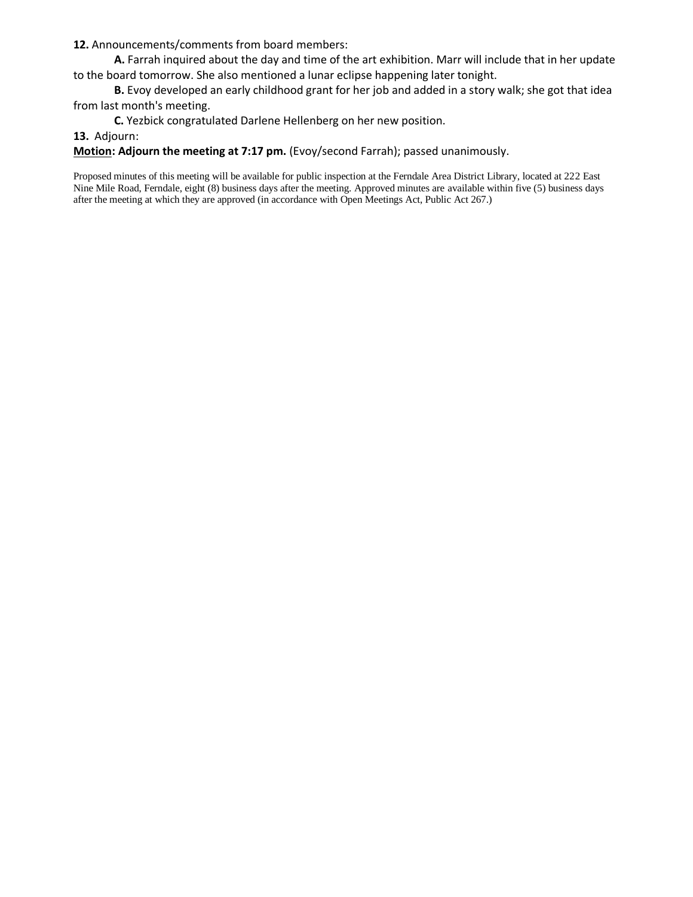**12.** Announcements/comments from board members:

**A.** Farrah inquired about the day and time of the art exhibition. Marr will include that in her update to the board tomorrow. She also mentioned a lunar eclipse happening later tonight.

**B.** Evoy developed an early childhood grant for her job and added in a story walk; she got that idea from last month's meeting.

**C.** Yezbick congratulated Darlene Hellenberg on her new position.

**13.** Adjourn:

**<u>Motion</u>: Adjourn the meeting at 7:17 pm.** (Evoy/second Farrah); passed unanimously.

Proposed minutes of this meeting will be available for public inspection at the Ferndale Area District Library, located at 222 East Nine Mile Road, Ferndale, eight (8) business days after the meeting. Approved minutes are available within five (5) business days after the meeting at which they are approved (in accordance with Open Meetings Act, Public Act 267.)